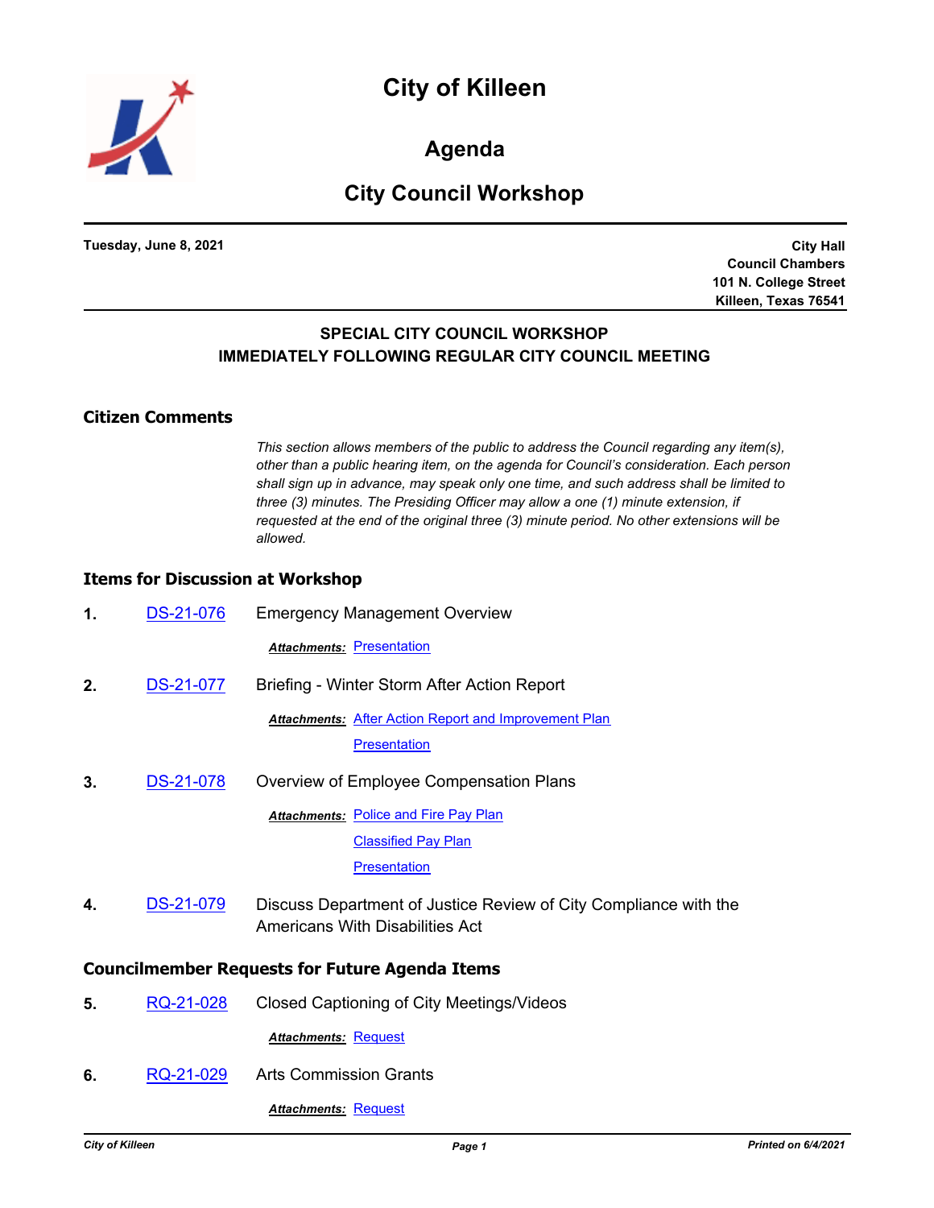# City of Killeen

## Agenda

## City Council Workshop

**Tuesday, June 8, 2021**

**City Hall**
**Council Chambers**
**101 N. College Street**
**Killeen, Texas 76541**

**SPECIAL CITY COUNCIL WORKSHOP**
**IMMEDIATELY FOLLOWING REGULAR CITY COUNCIL MEETING**

### Citizen Comments

*This section allows members of the public to address the Council regarding any item(s), other than a public hearing item, on the agenda for Council's consideration. Each person shall sign up in advance, may speak only one time, and such address shall be limited to three (3) minutes. The Presiding Officer may allow a one (1) minute extension, if requested at the end of the original three (3) minute period. No other extensions will be allowed.*

### Items for Discussion at Workshop

**1.** DS-21-076 Emergency Management Overview

***Attachments:*** Presentation

**2.** DS-21-077 Briefing - Winter Storm After Action Report

***Attachments:*** After Action Report and Improvement Plan
Presentation

**3.** DS-21-078 Overview of Employee Compensation Plans

***Attachments:*** Police and Fire Pay Plan
Classified Pay Plan
Presentation

**4.** DS-21-079 Discuss Department of Justice Review of City Compliance with the Americans With Disabilities Act

### Councilmember Requests for Future Agenda Items

**5.** RQ-21-028 Closed Captioning of City Meetings/Videos

***Attachments:*** Request

**6.** RQ-21-029 Arts Commission Grants

***Attachments:*** Request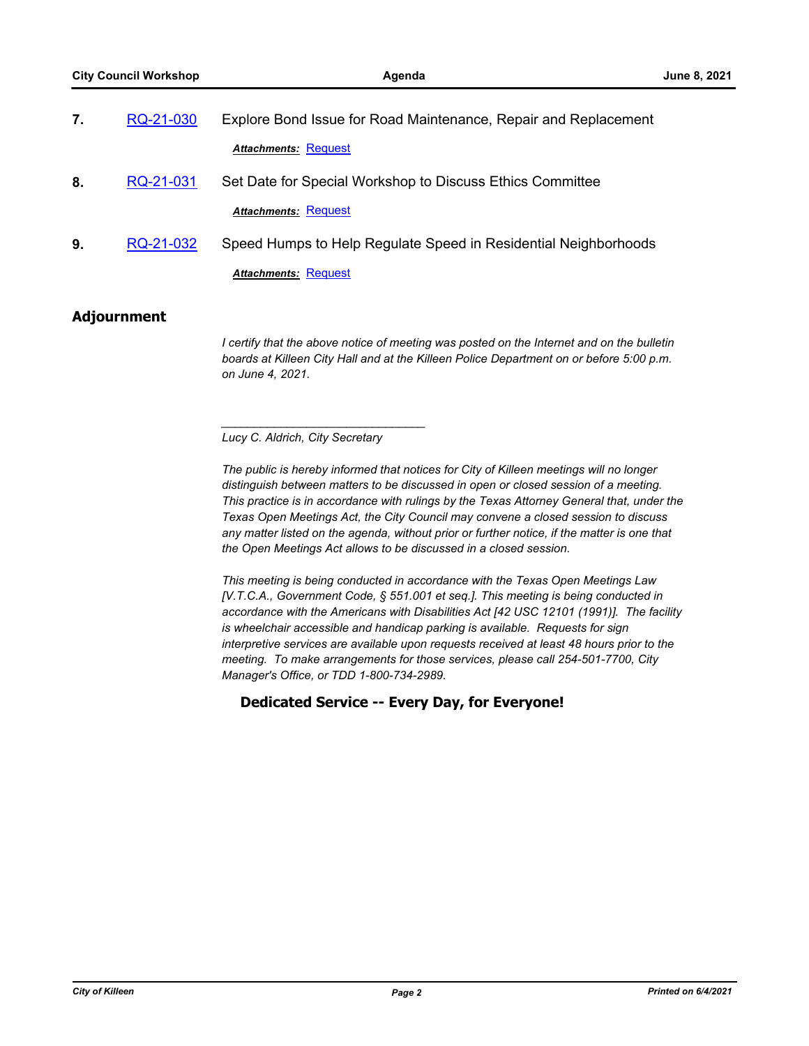7. RQ-21-030 Explore Bond Issue for Road Maintenance, Repair and Replacement

   ***Attachments:*** Request

8. RQ-21-031 Set Date for Special Workshop to Discuss Ethics Committee

   ***Attachments:*** Request

9. RQ-21-032 Speed Humps to Help Regulate Speed in Residential Neighborhoods

   ***Attachments:*** Request

## Adjournment

*I certify that the above notice of meeting was posted on the Internet and on the bulletin boards at Killeen City Hall and at the Killeen Police Department on or before 5:00 p.m. on June 4, 2021.*

_______________________________

*Lucy C. Aldrich, City Secretary*

*The public is hereby informed that notices for City of Killeen meetings will no longer distinguish between matters to be discussed in open or closed session of a meeting. This practice is in accordance with rulings by the Texas Attorney General that, under the Texas Open Meetings Act, the City Council may convene a closed session to discuss any matter listed on the agenda, without prior or further notice, if the matter is one that the Open Meetings Act allows to be discussed in a closed session.*

*This meeting is being conducted in accordance with the Texas Open Meetings Law [V.T.C.A., Government Code, § 551.001 et seq.]. This meeting is being conducted in accordance with the Americans with Disabilities Act [42 USC 12101 (1991)]. The facility is wheelchair accessible and handicap parking is available. Requests for sign interpretive services are available upon requests received at least 48 hours prior to the meeting. To make arrangements for those services, please call 254-501-7700, City Manager's Office, or TDD 1-800-734-2989.*

**Dedicated Service -- Every Day, for Everyone!**